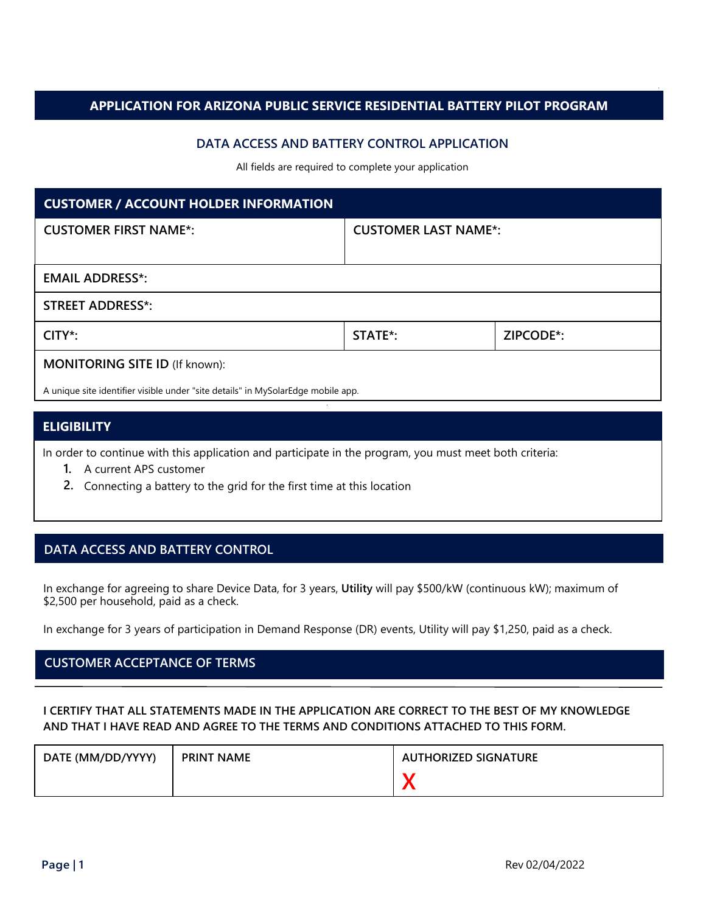# APPLICATION FOR ARIZONA PUBLIC SERVICE RESIDENTIAL BATTERY PILOT PROGRAM

## DATA ACCESS AND BATTERY CONTROL APPLICATION

All fields are required to complete your application

## CUSTOMER / ACCOUNT HOLDER INFORMATION

| CUSTOMER FIRST NAME*: | CUSTOMER LAST NAME*: | |
|---|---|---|
| EMAIL ADDRESS*: | | |
| STREET ADDRESS*: | | |
| CITY*: | STATE*: | ZIPCODE*: |
| MONITORING SITE ID (If known): A unique site identifier visible under "site details" in MySolarEdge mobile app. | | |

## ELIGIBILITY

In order to continue with this application and participate in the program, you must meet both criteria:

1. A current APS customer
2. Connecting a battery to the grid for the first time at this location

## DATA ACCESS AND BATTERY CONTROL

In exchange for agreeing to share Device Data, for 3 years, **Utility** will pay $500/kW (continuous kW); maximum of $2,500 per household, paid as a check.

In exchange for 3 years of participation in Demand Response (DR) events, Utility will pay $1,250, paid as a check.

## CUSTOMER ACCEPTANCE OF TERMS

**I CERTIFY THAT ALL STATEMENTS MADE IN THE APPLICATION ARE CORRECT TO THE BEST OF MY KNOWLEDGE AND THAT I HAVE READ AND AGREE TO THE TERMS AND CONDITIONS ATTACHED TO THIS FORM.**

| DATE (MM/DD/YYYY) | PRINT NAME | AUTHORIZED SIGNATURE |
|---|---|---|
| | | X |

Rev 02/04/2022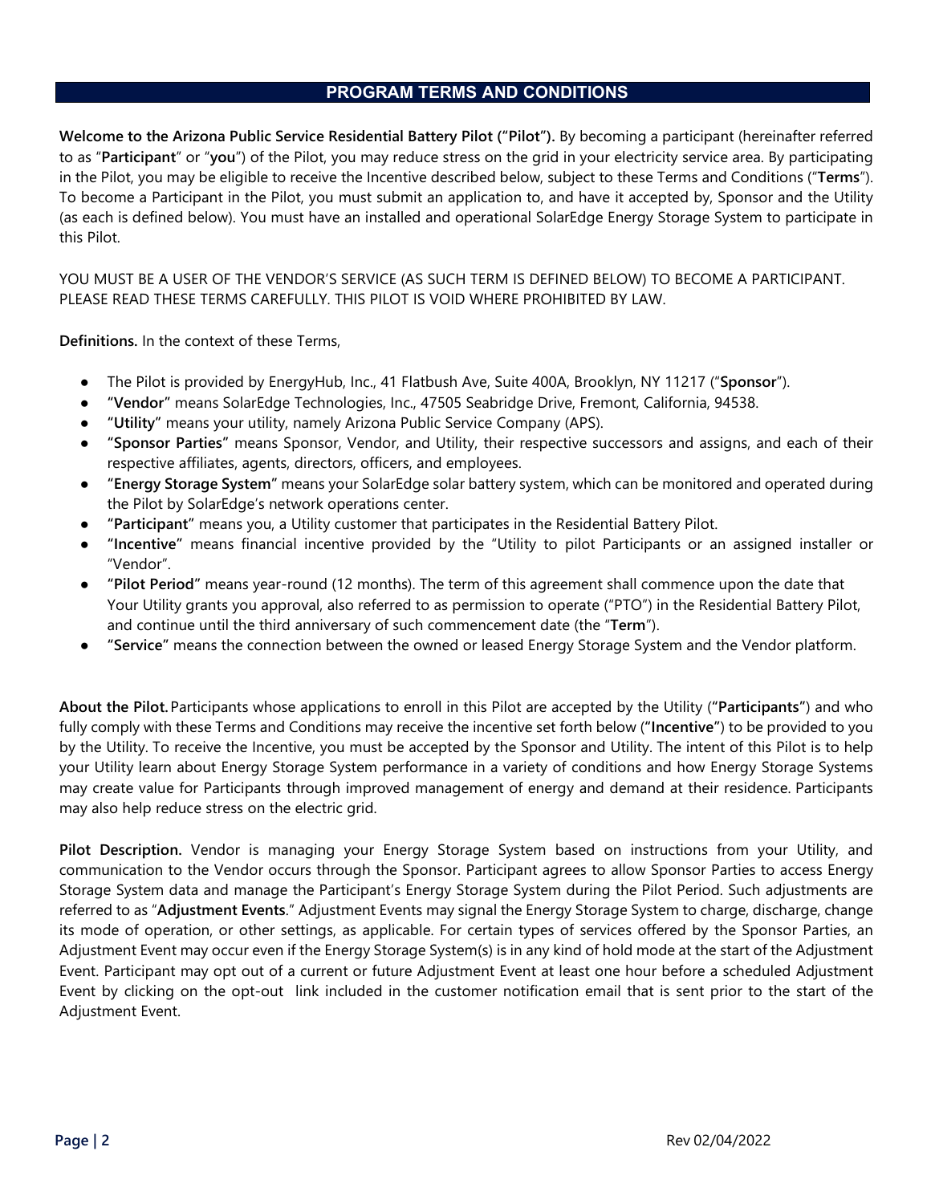## PROGRAM TERMS AND CONDITIONS

**Welcome to the Arizona Public Service Residential Battery Pilot ("Pilot").** By becoming a participant (hereinafter referred to as "**Participant**" or "**you**") of the Pilot, you may reduce stress on the grid in your electricity service area. By participating in the Pilot, you may be eligible to receive the Incentive described below, subject to these Terms and Conditions ("**Terms**"). To become a Participant in the Pilot, you must submit an application to, and have it accepted by, Sponsor and the Utility (as each is defined below). You must have an installed and operational SolarEdge Energy Storage System to participate in this Pilot.

YOU MUST BE A USER OF THE VENDOR'S SERVICE (AS SUCH TERM IS DEFINED BELOW) TO BECOME A PARTICIPANT. PLEASE READ THESE TERMS CAREFULLY. THIS PILOT IS VOID WHERE PROHIBITED BY LAW.

**Definitions.** In the context of these Terms,

- The Pilot is provided by EnergyHub, Inc., 41 Flatbush Ave, Suite 400A, Brooklyn, NY 11217 ("**Sponsor**").
- "**Vendor**" means SolarEdge Technologies, Inc., 47505 Seabridge Drive, Fremont, California, 94538.
- "**Utility**" means your utility, namely Arizona Public Service Company (APS).
- "**Sponsor Parties**" means Sponsor, Vendor, and Utility, their respective successors and assigns, and each of their respective affiliates, agents, directors, officers, and employees.
- "**Energy Storage System**" means your SolarEdge solar battery system, which can be monitored and operated during the Pilot by SolarEdge's network operations center.
- "**Participant**" means you, a Utility customer that participates in the Residential Battery Pilot.
- "**Incentive**" means financial incentive provided by the "Utility to pilot Participants or an assigned installer or "Vendor".
- "**Pilot Period**" means year-round (12 months). The term of this agreement shall commence upon the date that Your Utility grants you approval, also referred to as permission to operate ("PTO") in the Residential Battery Pilot, and continue until the third anniversary of such commencement date (the "**Term**").
- "**Service**" means the connection between the owned or leased Energy Storage System and the Vendor platform.

**About the Pilot.** Participants whose applications to enroll in this Pilot are accepted by the Utility ("**Participants**") and who fully comply with these Terms and Conditions may receive the incentive set forth below ("**Incentive**") to be provided to you by the Utility. To receive the Incentive, you must be accepted by the Sponsor and Utility. The intent of this Pilot is to help your Utility learn about Energy Storage System performance in a variety of conditions and how Energy Storage Systems may create value for Participants through improved management of energy and demand at their residence. Participants may also help reduce stress on the electric grid.

**Pilot Description.** Vendor is managing your Energy Storage System based on instructions from your Utility, and communication to the Vendor occurs through the Sponsor. Participant agrees to allow Sponsor Parties to access Energy Storage System data and manage the Participant's Energy Storage System during the Pilot Period. Such adjustments are referred to as "**Adjustment Events**." Adjustment Events may signal the Energy Storage System to charge, discharge, change its mode of operation, or other settings, as applicable. For certain types of services offered by the Sponsor Parties, an Adjustment Event may occur even if the Energy Storage System(s) is in any kind of hold mode at the start of the Adjustment Event. Participant may opt out of a current or future Adjustment Event at least one hour before a scheduled Adjustment Event by clicking on the opt-out link included in the customer notification email that is sent prior to the start of the Adjustment Event.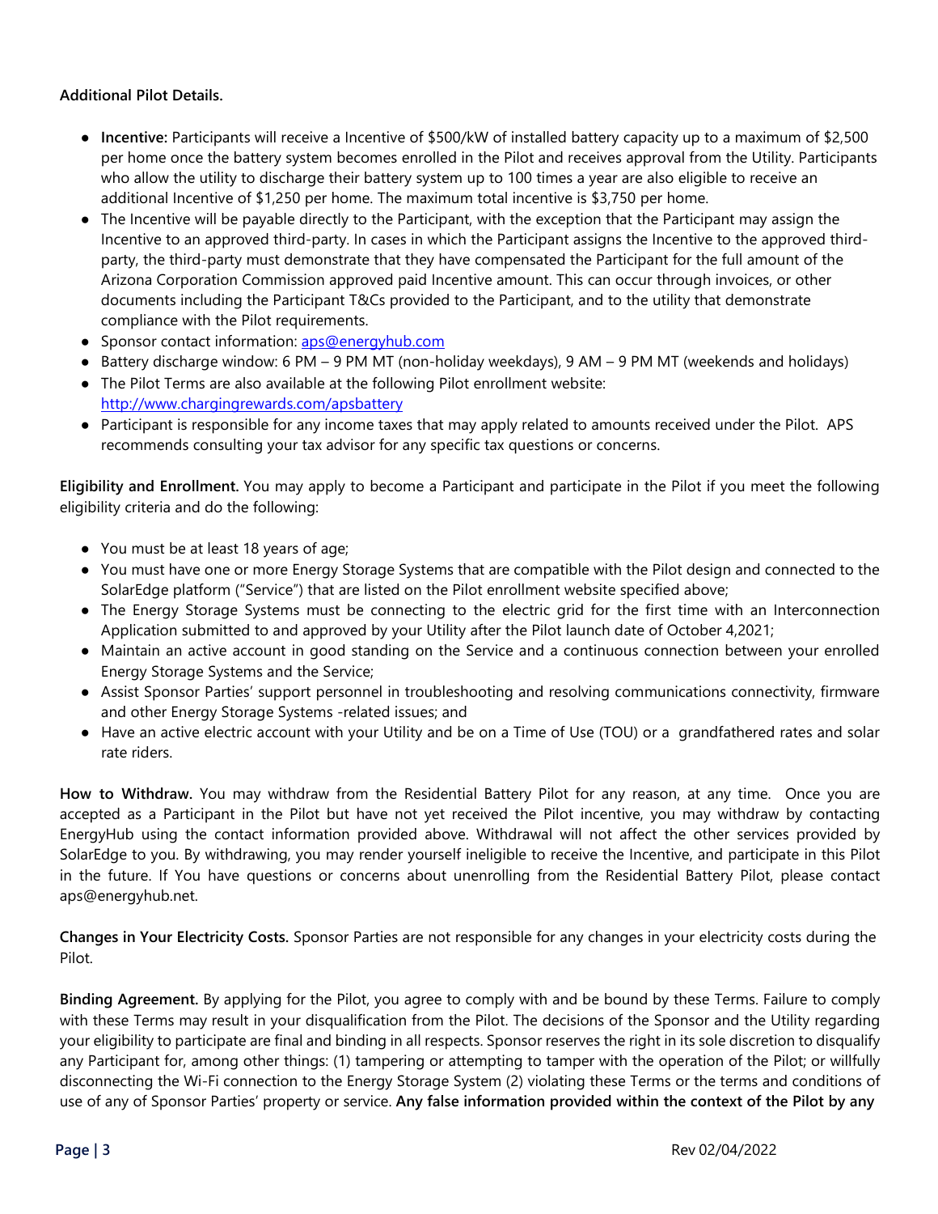**Additional Pilot Details.**

- **Incentive:** Participants will receive a Incentive of $500/kW of installed battery capacity up to a maximum of $2,500 per home once the battery system becomes enrolled in the Pilot and receives approval from the Utility. Participants who allow the utility to discharge their battery system up to 100 times a year are also eligible to receive an additional Incentive of $1,250 per home. The maximum total incentive is $3,750 per home.
- The Incentive will be payable directly to the Participant, with the exception that the Participant may assign the Incentive to an approved third-party. In cases in which the Participant assigns the Incentive to the approved third-party, the third-party must demonstrate that they have compensated the Participant for the full amount of the Arizona Corporation Commission approved paid Incentive amount. This can occur through invoices, or other documents including the Participant T&Cs provided to the Participant, and to the utility that demonstrate compliance with the Pilot requirements.
- Sponsor contact information: [aps@energyhub.com](mailto:aps@energyhub.com)
- Battery discharge window: 6 PM – 9 PM MT (non-holiday weekdays), 9 AM – 9 PM MT (weekends and holidays)
- The Pilot Terms are also available at the following Pilot enrollment website: [http://www.chargingrewards.com/apsbattery](http://www.chargingrewards.com/apsbattery)
- Participant is responsible for any income taxes that may apply related to amounts received under the Pilot. APS recommends consulting your tax advisor for any specific tax questions or concerns.

**Eligibility and Enrollment.** You may apply to become a Participant and participate in the Pilot if you meet the following eligibility criteria and do the following:

- You must be at least 18 years of age;
- You must have one or more Energy Storage Systems that are compatible with the Pilot design and connected to the SolarEdge platform ("Service") that are listed on the Pilot enrollment website specified above;
- The Energy Storage Systems must be connecting to the electric grid for the first time with an Interconnection Application submitted to and approved by your Utility after the Pilot launch date of October 4,2021;
- Maintain an active account in good standing on the Service and a continuous connection between your enrolled Energy Storage Systems and the Service;
- Assist Sponsor Parties' support personnel in troubleshooting and resolving communications connectivity, firmware and other Energy Storage Systems -related issues; and
- Have an active electric account with your Utility and be on a Time of Use (TOU) or a grandfathered rates and solar rate riders.

**How to Withdraw.** You may withdraw from the Residential Battery Pilot for any reason, at any time. Once you are accepted as a Participant in the Pilot but have not yet received the Pilot incentive, you may withdraw by contacting EnergyHub using the contact information provided above. Withdrawal will not affect the other services provided by SolarEdge to you. By withdrawing, you may render yourself ineligible to receive the Incentive, and participate in this Pilot in the future. If You have questions or concerns about unenrolling from the Residential Battery Pilot, please contact aps@energyhub.net.

**Changes in Your Electricity Costs.** Sponsor Parties are not responsible for any changes in your electricity costs during the Pilot.

**Binding Agreement.** By applying for the Pilot, you agree to comply with and be bound by these Terms. Failure to comply with these Terms may result in your disqualification from the Pilot. The decisions of the Sponsor and the Utility regarding your eligibility to participate are final and binding in all respects. Sponsor reserves the right in its sole discretion to disqualify any Participant for, among other things: (1) tampering or attempting to tamper with the operation of the Pilot; or willfully disconnecting the Wi-Fi connection to the Energy Storage System (2) violating these Terms or the terms and conditions of use of any of Sponsor Parties' property or service. **Any false information provided within the context of the Pilot by any**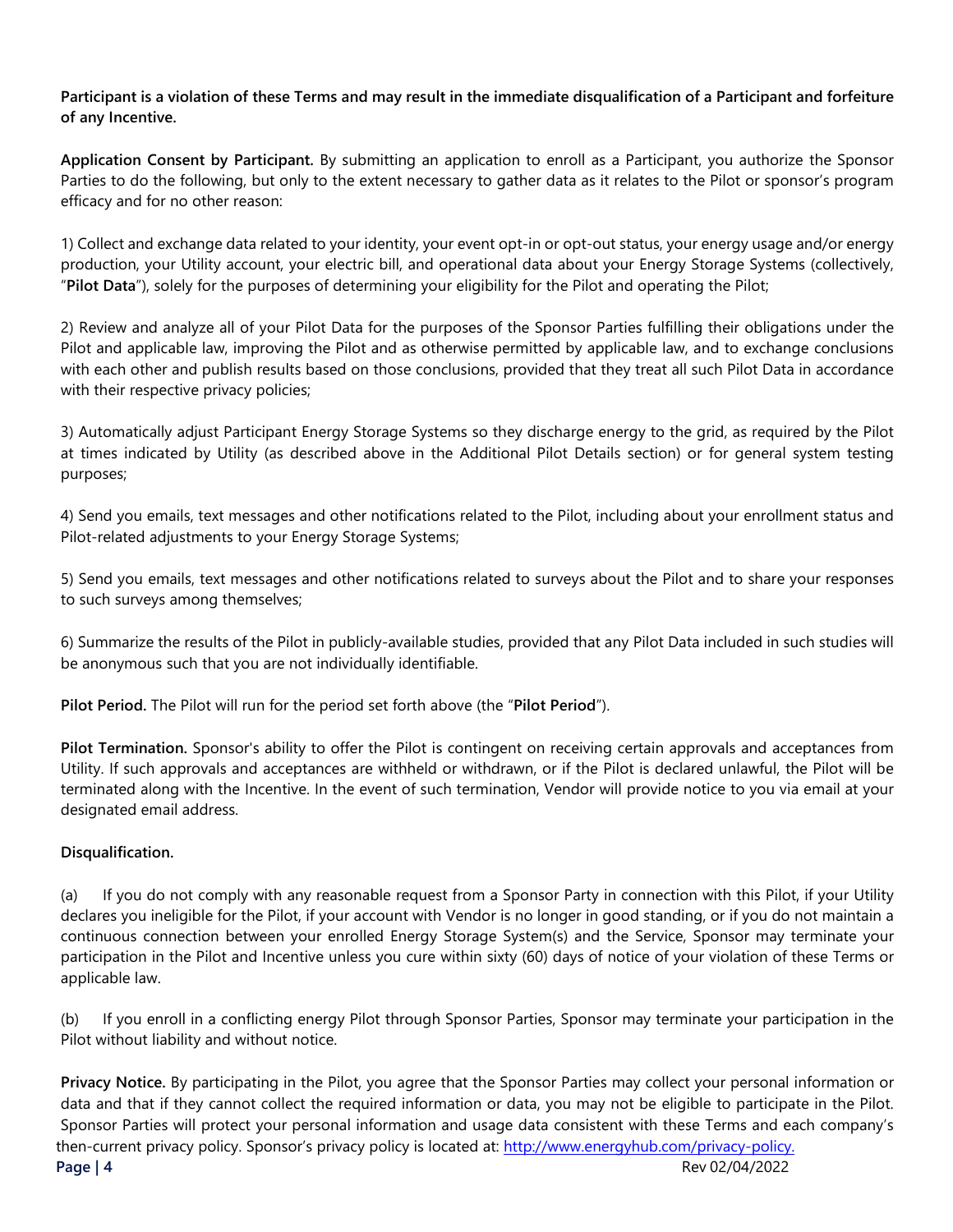**Participant is a violation of these Terms and may result in the immediate disqualification of a Participant and forfeiture of any Incentive.**

**Application Consent by Participant.** By submitting an application to enroll as a Participant, you authorize the Sponsor Parties to do the following, but only to the extent necessary to gather data as it relates to the Pilot or sponsor's program efficacy and for no other reason:

1) Collect and exchange data related to your identity, your event opt-in or opt-out status, your energy usage and/or energy production, your Utility account, your electric bill, and operational data about your Energy Storage Systems (collectively, "**Pilot Data**"), solely for the purposes of determining your eligibility for the Pilot and operating the Pilot;

2) Review and analyze all of your Pilot Data for the purposes of the Sponsor Parties fulfilling their obligations under the Pilot and applicable law, improving the Pilot and as otherwise permitted by applicable law, and to exchange conclusions with each other and publish results based on those conclusions, provided that they treat all such Pilot Data in accordance with their respective privacy policies;

3) Automatically adjust Participant Energy Storage Systems so they discharge energy to the grid, as required by the Pilot at times indicated by Utility (as described above in the Additional Pilot Details section) or for general system testing purposes;

4) Send you emails, text messages and other notifications related to the Pilot, including about your enrollment status and Pilot-related adjustments to your Energy Storage Systems;

5) Send you emails, text messages and other notifications related to surveys about the Pilot and to share your responses to such surveys among themselves;

6) Summarize the results of the Pilot in publicly-available studies, provided that any Pilot Data included in such studies will be anonymous such that you are not individually identifiable.

**Pilot Period.** The Pilot will run for the period set forth above (the "**Pilot Period**").

**Pilot Termination.** Sponsor's ability to offer the Pilot is contingent on receiving certain approvals and acceptances from Utility. If such approvals and acceptances are withheld or withdrawn, or if the Pilot is declared unlawful, the Pilot will be terminated along with the Incentive. In the event of such termination, Vendor will provide notice to you via email at your designated email address.

**Disqualification.**

(a) If you do not comply with any reasonable request from a Sponsor Party in connection with this Pilot, if your Utility declares you ineligible for the Pilot, if your account with Vendor is no longer in good standing, or if you do not maintain a continuous connection between your enrolled Energy Storage System(s) and the Service, Sponsor may terminate your participation in the Pilot and Incentive unless you cure within sixty (60) days of notice of your violation of these Terms or applicable law.

(b) If you enroll in a conflicting energy Pilot through Sponsor Parties, Sponsor may terminate your participation in the Pilot without liability and without notice.

**Privacy Notice.** By participating in the Pilot, you agree that the Sponsor Parties may collect your personal information or data and that if they cannot collect the required information or data, you may not be eligible to participate in the Pilot. Sponsor Parties will protect your personal information and usage data consistent with these Terms and each company's then-current privacy policy. Sponsor's privacy policy is located at: [http://www.energyhub.com/privacy-policy.](http://www.energyhub.com/privacy-policy)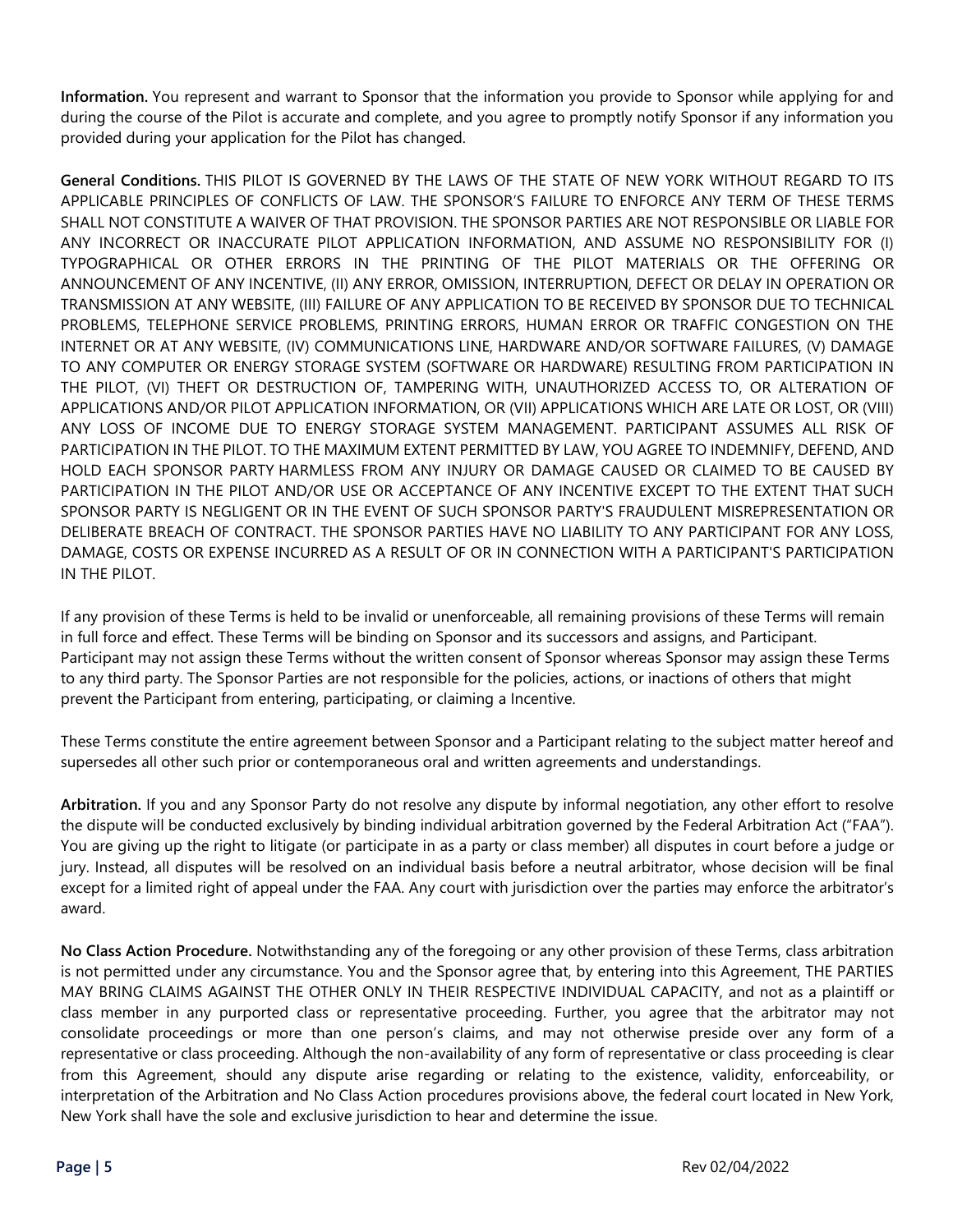**Information.** You represent and warrant to Sponsor that the information you provide to Sponsor while applying for and during the course of the Pilot is accurate and complete, and you agree to promptly notify Sponsor if any information you provided during your application for the Pilot has changed.

**General Conditions.** THIS PILOT IS GOVERNED BY THE LAWS OF THE STATE OF NEW YORK WITHOUT REGARD TO ITS APPLICABLE PRINCIPLES OF CONFLICTS OF LAW. THE SPONSOR'S FAILURE TO ENFORCE ANY TERM OF THESE TERMS SHALL NOT CONSTITUTE A WAIVER OF THAT PROVISION. THE SPONSOR PARTIES ARE NOT RESPONSIBLE OR LIABLE FOR ANY INCORRECT OR INACCURATE PILOT APPLICATION INFORMATION, AND ASSUME NO RESPONSIBILITY FOR (I) TYPOGRAPHICAL OR OTHER ERRORS IN THE PRINTING OF THE PILOT MATERIALS OR THE OFFERING OR ANNOUNCEMENT OF ANY INCENTIVE, (II) ANY ERROR, OMISSION, INTERRUPTION, DEFECT OR DELAY IN OPERATION OR TRANSMISSION AT ANY WEBSITE, (III) FAILURE OF ANY APPLICATION TO BE RECEIVED BY SPONSOR DUE TO TECHNICAL PROBLEMS, TELEPHONE SERVICE PROBLEMS, PRINTING ERRORS, HUMAN ERROR OR TRAFFIC CONGESTION ON THE INTERNET OR AT ANY WEBSITE, (IV) COMMUNICATIONS LINE, HARDWARE AND/OR SOFTWARE FAILURES, (V) DAMAGE TO ANY COMPUTER OR ENERGY STORAGE SYSTEM (SOFTWARE OR HARDWARE) RESULTING FROM PARTICIPATION IN THE PILOT, (VI) THEFT OR DESTRUCTION OF, TAMPERING WITH, UNAUTHORIZED ACCESS TO, OR ALTERATION OF APPLICATIONS AND/OR PILOT APPLICATION INFORMATION, OR (VII) APPLICATIONS WHICH ARE LATE OR LOST, OR (VIII) ANY LOSS OF INCOME DUE TO ENERGY STORAGE SYSTEM MANAGEMENT. PARTICIPANT ASSUMES ALL RISK OF PARTICIPATION IN THE PILOT. TO THE MAXIMUM EXTENT PERMITTED BY LAW, YOU AGREE TO INDEMNIFY, DEFEND, AND HOLD EACH SPONSOR PARTY HARMLESS FROM ANY INJURY OR DAMAGE CAUSED OR CLAIMED TO BE CAUSED BY PARTICIPATION IN THE PILOT AND/OR USE OR ACCEPTANCE OF ANY INCENTIVE EXCEPT TO THE EXTENT THAT SUCH SPONSOR PARTY IS NEGLIGENT OR IN THE EVENT OF SUCH SPONSOR PARTY'S FRAUDULENT MISREPRESENTATION OR DELIBERATE BREACH OF CONTRACT. THE SPONSOR PARTIES HAVE NO LIABILITY TO ANY PARTICIPANT FOR ANY LOSS, DAMAGE, COSTS OR EXPENSE INCURRED AS A RESULT OF OR IN CONNECTION WITH A PARTICIPANT'S PARTICIPATION IN THE PILOT.

If any provision of these Terms is held to be invalid or unenforceable, all remaining provisions of these Terms will remain in full force and effect. These Terms will be binding on Sponsor and its successors and assigns, and Participant. Participant may not assign these Terms without the written consent of Sponsor whereas Sponsor may assign these Terms to any third party. The Sponsor Parties are not responsible for the policies, actions, or inactions of others that might prevent the Participant from entering, participating, or claiming a Incentive.

These Terms constitute the entire agreement between Sponsor and a Participant relating to the subject matter hereof and supersedes all other such prior or contemporaneous oral and written agreements and understandings.

**Arbitration.** If you and any Sponsor Party do not resolve any dispute by informal negotiation, any other effort to resolve the dispute will be conducted exclusively by binding individual arbitration governed by the Federal Arbitration Act ("FAA"). You are giving up the right to litigate (or participate in as a party or class member) all disputes in court before a judge or jury. Instead, all disputes will be resolved on an individual basis before a neutral arbitrator, whose decision will be final except for a limited right of appeal under the FAA. Any court with jurisdiction over the parties may enforce the arbitrator's award.

**No Class Action Procedure.** Notwithstanding any of the foregoing or any other provision of these Terms, class arbitration is not permitted under any circumstance. You and the Sponsor agree that, by entering into this Agreement, THE PARTIES MAY BRING CLAIMS AGAINST THE OTHER ONLY IN THEIR RESPECTIVE INDIVIDUAL CAPACITY, and not as a plaintiff or class member in any purported class or representative proceeding. Further, you agree that the arbitrator may not consolidate proceedings or more than one person's claims, and may not otherwise preside over any form of a representative or class proceeding. Although the non-availability of any form of representative or class proceeding is clear from this Agreement, should any dispute arise regarding or relating to the existence, validity, enforceability, or interpretation of the Arbitration and No Class Action procedures provisions above, the federal court located in New York, New York shall have the sole and exclusive jurisdiction to hear and determine the issue.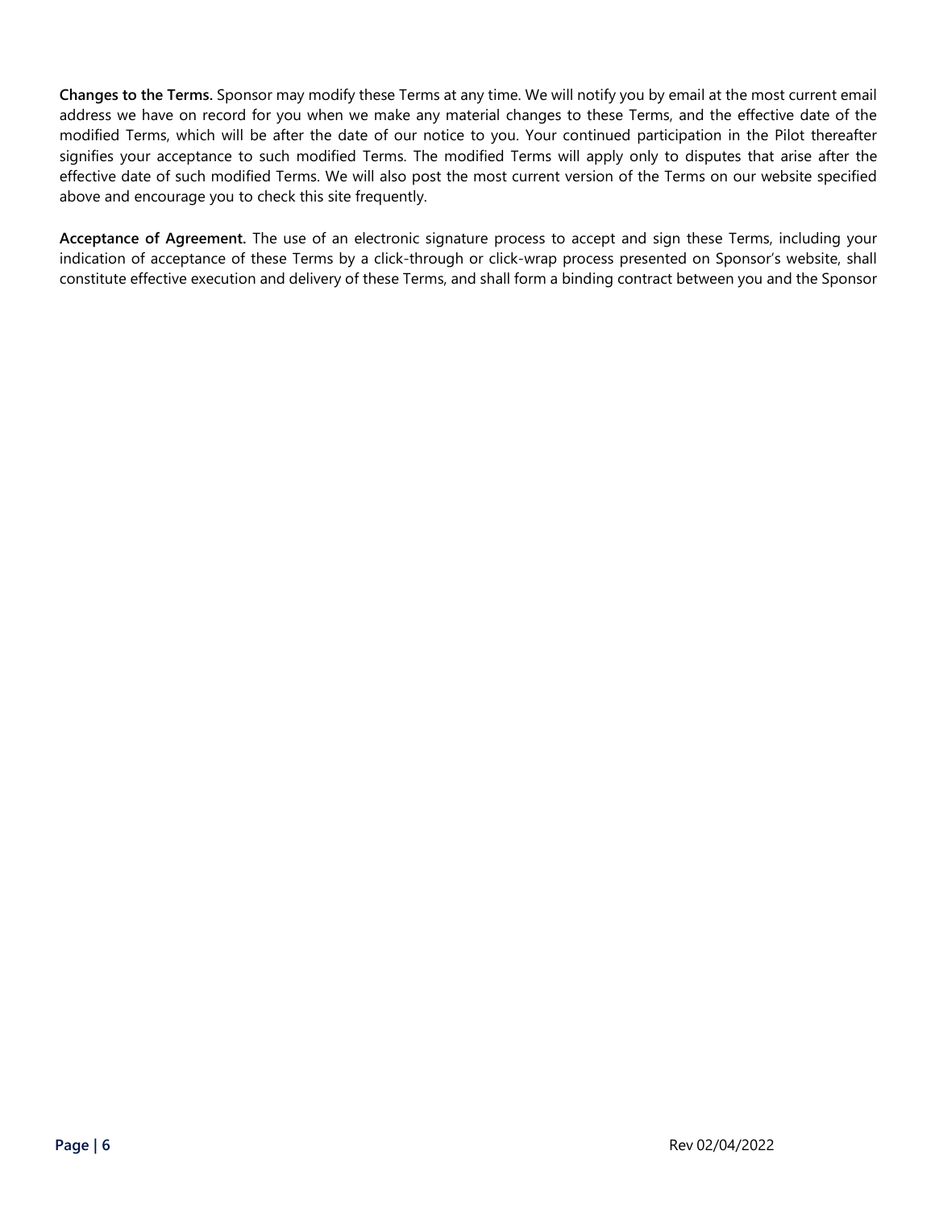**Changes to the Terms.** Sponsor may modify these Terms at any time. We will notify you by email at the most current email address we have on record for you when we make any material changes to these Terms, and the effective date of the modified Terms, which will be after the date of our notice to you. Your continued participation in the Pilot thereafter signifies your acceptance to such modified Terms. The modified Terms will apply only to disputes that arise after the effective date of such modified Terms. We will also post the most current version of the Terms on our website specified above and encourage you to check this site frequently.

**Acceptance of Agreement.** The use of an electronic signature process to accept and sign these Terms, including your indication of acceptance of these Terms by a click-through or click-wrap process presented on Sponsor's website, shall constitute effective execution and delivery of these Terms, and shall form a binding contract between you and the Sponsor